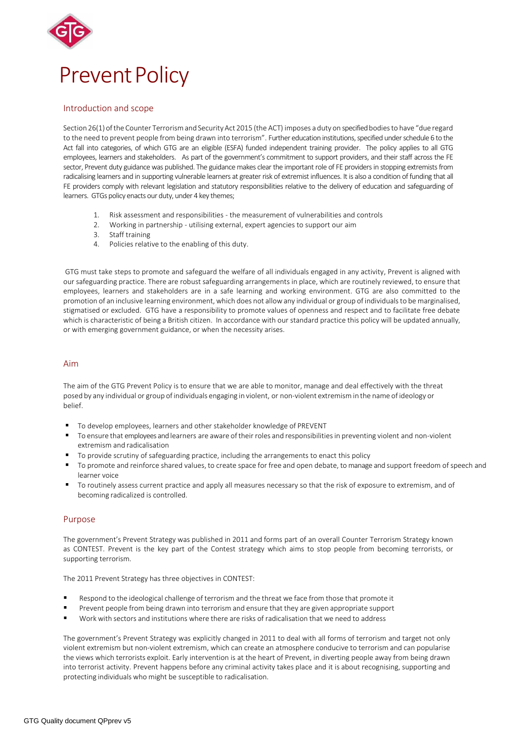# Prevent Policy

## Introduction and scope

Section 26(1) of the Counter Terrorism and Security Act 2015 (the ACT) imposes a duty on specified bodies to have "due regard to the need to prevent people from being drawn into terrorism". Further education institutions, specified under schedule 6 to the Act fall into categories, of which GTG are an eligible (ESFA) funded independent training provider. The policy applies to all GTG employees, learners and stakeholders. As part of the government's commitment to support providers, and their staff across the FE sector, Prevent duty guidance was published. The guidance makes clear the important role of FE providers in stopping extremists from radicalising learners and in supporting vulnerable learners at greater risk of extremist influences. It is also a condition of funding that all FE providers comply with relevant legislation and statutory responsibilities relative to the delivery of education and safeguarding of learners. GTGs policy enacts our duty, under 4 key themes;

1. Risk assessment and responsibilities - the measurement of vulnerabilities and controls
2. Working in partnership - utilising external, expert agencies to support our aim
3. Staff training
4. Policies relative to the enabling of this duty.

GTG must take steps to promote and safeguard the welfare of all individuals engaged in any activity, Prevent is aligned with our safeguarding practice. There are robust safeguarding arrangements in place, which are routinely reviewed, to ensure that employees, learners and stakeholders are in a safe learning and working environment. GTG are also committed to the promotion of an inclusive learning environment, which does not allow any individual or group of individuals to be marginalised, stigmatised or excluded. GTG have a responsibility to promote values of openness and respect and to facilitate free debate which is characteristic of being a British citizen. In accordance with our standard practice this policy will be updated annually, or with emerging government guidance, or when the necessity arises.

## Aim

The aim of the GTG Prevent Policy is to ensure that we are able to monitor, manage and deal effectively with the threat posed by any individual or group of individuals engaging in violent, or non-violent extremism in the name of ideology or belief.

- To develop employees, learners and other stakeholder knowledge of PREVENT
- To ensure that employees and learners are aware of their roles and responsibilities in preventing violent and non-violent extremism and radicalisation
- To provide scrutiny of safeguarding practice, including the arrangements to enact this policy
- To promote and reinforce shared values, to create space for free and open debate, to manage and support freedom of speech and learner voice
- To routinely assess current practice and apply all measures necessary so that the risk of exposure to extremism, and of becoming radicalized is controlled.

## Purpose

The government's Prevent Strategy was published in 2011 and forms part of an overall Counter Terrorism Strategy known as CONTEST. Prevent is the key part of the Contest strategy which aims to stop people from becoming terrorists, or supporting terrorism.

The 2011 Prevent Strategy has three objectives in CONTEST:

- Respond to the ideological challenge of terrorism and the threat we face from those that promote it
- Prevent people from being drawn into terrorism and ensure that they are given appropriate support
- Work with sectors and institutions where there are risks of radicalisation that we need to address

The government's Prevent Strategy was explicitly changed in 2011 to deal with all forms of terrorism and target not only violent extremism but non-violent extremism, which can create an atmosphere conducive to terrorism and can popularise the views which terrorists exploit. Early intervention is at the heart of Prevent, in diverting people away from being drawn into terrorist activity. Prevent happens before any criminal activity takes place and it is about recognising, supporting and protecting individuals who might be susceptible to radicalisation.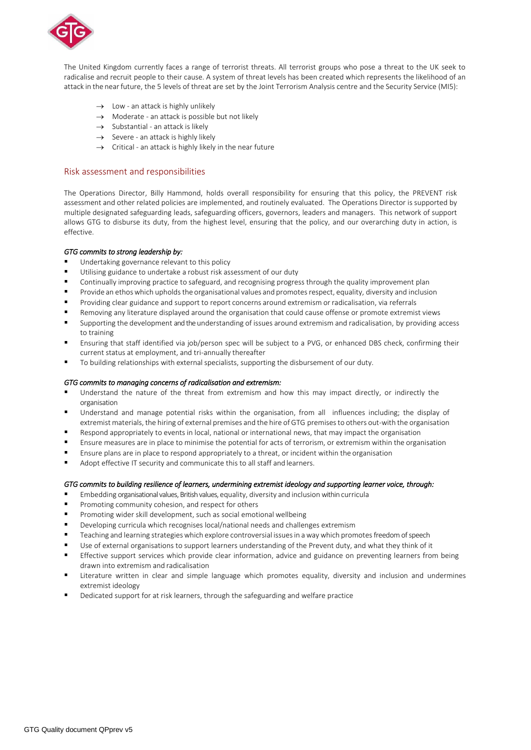The United Kingdom currently faces a range of terrorist threats. All terrorist groups who pose a threat to the UK seek to radicalise and recruit people to their cause. A system of threat levels has been created which represents the likelihood of an attack in the near future, the 5 levels of threat are set by the Joint Terrorism Analysis centre and the Security Service (MI5):

- → Low - an attack is highly unlikely
- → Moderate - an attack is possible but not likely
- → Substantial - an attack is likely
- → Severe - an attack is highly likely
- → Critical - an attack is highly likely in the near future

## Risk assessment and responsibilities

The Operations Director, Billy Hammond, holds overall responsibility for ensuring that this policy, the PREVENT risk assessment and other related policies are implemented, and routinely evaluated. The Operations Director is supported by multiple designated safeguarding leads, safeguarding officers, governors, leaders and managers. This network of support allows GTG to disburse its duty, from the highest level, ensuring that the policy, and our overarching duty in action, is effective.

*GTG commits to strong leadership by:*

- Undertaking governance relevant to this policy
- Utilising guidance to undertake a robust risk assessment of our duty
- Continually improving practice to safeguard, and recognising progress through the quality improvement plan
- Provide an ethos which upholds the organisational values and promotes respect, equality, diversity and inclusion
- Providing clear guidance and support to report concerns around extremism or radicalisation, via referrals
- Removing any literature displayed around the organisation that could cause offense or promote extremist views
- Supporting the development and the understanding of issues around extremism and radicalisation, by providing access to training
- Ensuring that staff identified via job/person spec will be subject to a PVG, or enhanced DBS check, confirming their current status at employment, and tri-annually thereafter
- To building relationships with external specialists, supporting the disbursement of our duty.

*GTG commits to managing concerns of radicalisation and extremism:*

- Understand the nature of the threat from extremism and how this may impact directly, or indirectly the organisation
- Understand and manage potential risks within the organisation, from all influences including; the display of extremist materials, the hiring of external premises and the hire of GTG premises to others out-with the organisation
- Respond appropriately to events in local, national or international news, that may impact the organisation
- Ensure measures are in place to minimise the potential for acts of terrorism, or extremism within the organisation
- Ensure plans are in place to respond appropriately to a threat, or incident within the organisation
- Adopt effective IT security and communicate this to all staff and learners.

*GTG commits to building resilience of learners, undermining extremist ideology and supporting learner voice, through:*

- Embedding organisational values, British values, equality, diversity and inclusion within curricula
- Promoting community cohesion, and respect for others
- Promoting wider skill development, such as social emotional wellbeing
- Developing curricula which recognises local/national needs and challenges extremism
- Teaching and learning strategies which explore controversial issues in a way which promotes freedom of speech
- Use of external organisations to support learners understanding of the Prevent duty, and what they think of it
- Effective support services which provide clear information, advice and guidance on preventing learners from being drawn into extremism and radicalisation
- Literature written in clear and simple language which promotes equality, diversity and inclusion and undermines extremist ideology
- Dedicated support for at risk learners, through the safeguarding and welfare practice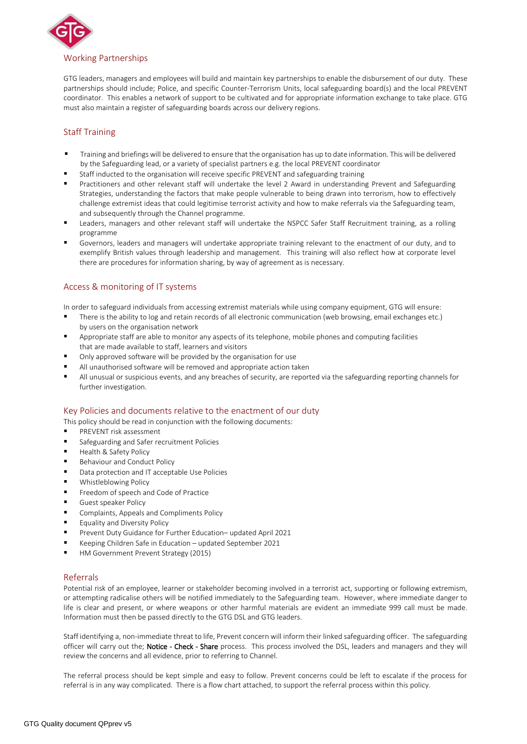## Working Partnerships

GTG leaders, managers and employees will build and maintain key partnerships to enable the disbursement of our duty. These partnerships should include; Police, and specific Counter-Terrorism Units, local safeguarding board(s) and the local PREVENT coordinator. This enables a network of support to be cultivated and for appropriate information exchange to take place. GTG must also maintain a register of safeguarding boards across our delivery regions.

## Staff Training

- Training and briefings will be delivered to ensure that the organisation has up to date information. This will be delivered by the Safeguarding lead, or a variety of specialist partners e.g. the local PREVENT coordinator
- Staff inducted to the organisation will receive specific PREVENT and safeguarding training
- Practitioners and other relevant staff will undertake the level 2 Award in understanding Prevent and Safeguarding Strategies, understanding the factors that make people vulnerable to being drawn into terrorism, how to effectively challenge extremist ideas that could legitimise terrorist activity and how to make referrals via the Safeguarding team, and subsequently through the Channel programme.
- Leaders, managers and other relevant staff will undertake the NSPCC Safer Staff Recruitment training, as a rolling programme
- Governors, leaders and managers will undertake appropriate training relevant to the enactment of our duty, and to exemplify British values through leadership and management. This training will also reflect how at corporate level there are procedures for information sharing, by way of agreement as is necessary.

## Access & monitoring of IT systems

In order to safeguard individuals from accessing extremist materials while using company equipment, GTG will ensure:

- There is the ability to log and retain records of all electronic communication (web browsing, email exchanges etc.) by users on the organisation network
- Appropriate staff are able to monitor any aspects of its telephone, mobile phones and computing facilities that are made available to staff, learners and visitors
- Only approved software will be provided by the organisation for use
- All unauthorised software will be removed and appropriate action taken
- All unusual or suspicious events, and any breaches of security, are reported via the safeguarding reporting channels for further investigation.

## Key Policies and documents relative to the enactment of our duty

This policy should be read in conjunction with the following documents:

- PREVENT risk assessment
- Safeguarding and Safer recruitment Policies
- Health & Safety Policy
- Behaviour and Conduct Policy
- Data protection and IT acceptable Use Policies
- Whistleblowing Policy
- Freedom of speech and Code of Practice
- Guest speaker Policy
- Complaints, Appeals and Compliments Policy
- Equality and Diversity Policy
- Prevent Duty Guidance for Further Education– updated April 2021
- Keeping Children Safe in Education – updated September 2021
- HM Government Prevent Strategy (2015)

## Referrals

Potential risk of an employee, learner or stakeholder becoming involved in a terrorist act, supporting or following extremism, or attempting radicalise others will be notified immediately to the Safeguarding team. However, where immediate danger to life is clear and present, or where weapons or other harmful materials are evident an immediate 999 call must be made. Information must then be passed directly to the GTG DSL and GTG leaders.

Staff identifying a, non-immediate threat to life, Prevent concern will inform their linked safeguarding officer. The safeguarding officer will carry out the; Notice - Check - Share process. This process involved the DSL, leaders and managers and they will review the concerns and all evidence, prior to referring to Channel.

The referral process should be kept simple and easy to follow. Prevent concerns could be left to escalate if the process for referral is in any way complicated. There is a flow chart attached, to support the referral process within this policy.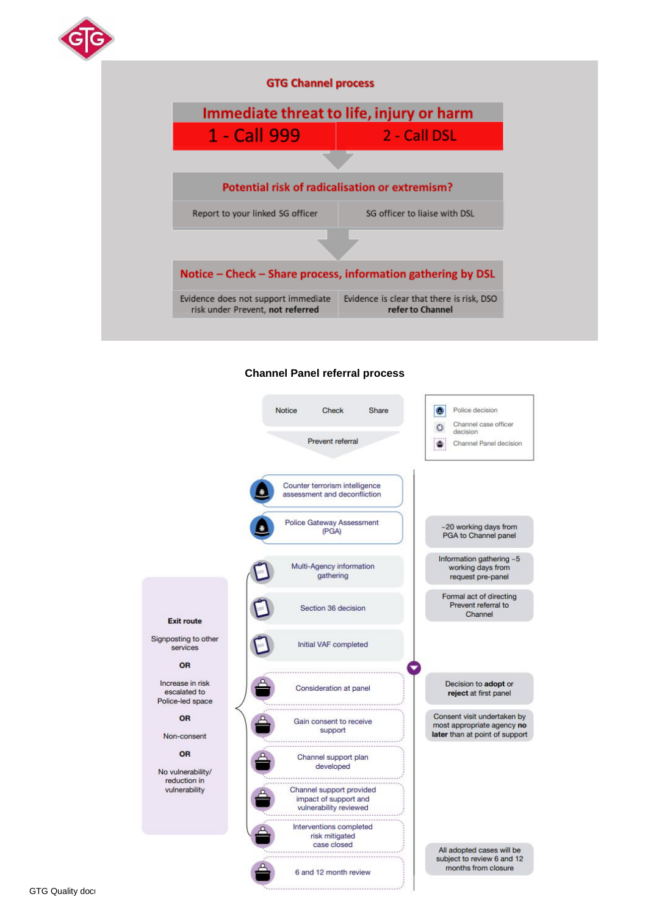## GTG Channel process

**Immediate threat to life, injury or harm**

| 1 - Call 999 | 2 - Call DSL |
|---|---|

**Potential risk of radicalisation or extremism?**

| Report to your linked SG officer | SG officer to liaise with DSL |
|---|---|

**Notice – Check – Share process, information gathering by DSL**

| Evidence does not support immediate risk under Prevent, **not referred** | Evidence is clear that there is risk, DSO **refer to Channel** |
|---|---|

## Channel Panel referral process

Notice Check Share

Prevent referral

Key:
- Police decision
- Channel case officer decision
- Channel Panel decision

| Step | Notes |
|---|---|
| Counter terrorism intelligence assessment and deconfliction | |
| Police Gateway Assessment (PGA) | ~20 working days from PGA to Channel panel |
| Multi-Agency information gathering | Information gathering ~5 working days from request pre-panel |
| Section 36 decision | Formal act of directing Prevent referral to Channel |
| Initial VAF completed | |
| Consideration at panel | Decision to **adopt** or **reject** at first panel |
| Gain consent to receive support | Consent visit undertaken by most appropriate agency **no later** than at point of support |
| Channel support plan developed | |
| Channel support provided impact of support and vulnerability reviewed | |
| Interventions completed risk mitigated case closed | |
| 6 and 12 month review | All adopted cases will be subject to review 6 and 12 months from closure |

**Exit route**

Signposting to other services

**OR**

Increase in risk escalated to Police-led space

**OR**

Non-consent

**OR**

No vulnerability/ reduction in vulnerability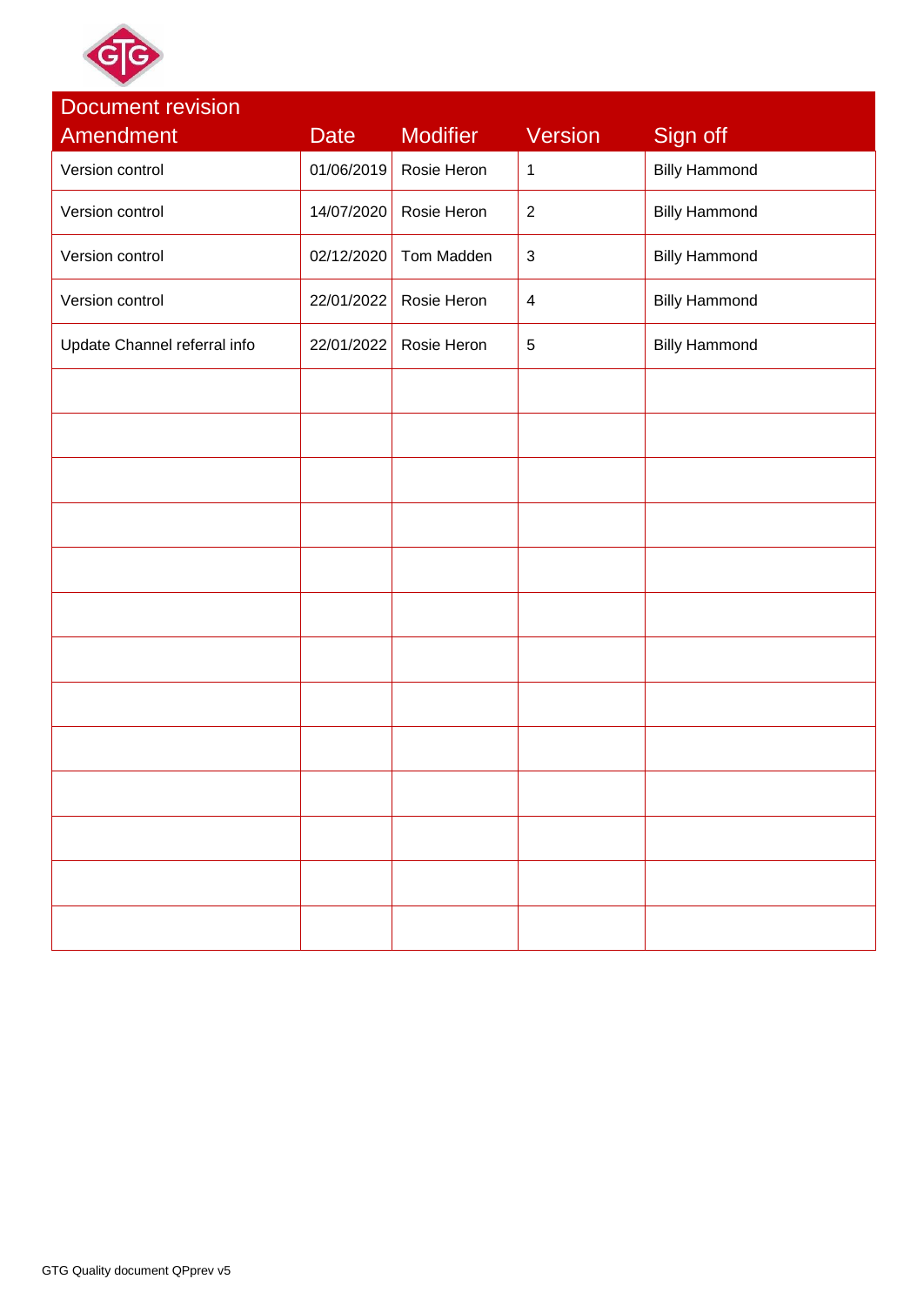## Document revision

| Amendment | Date | Modifier | Version | Sign off |
|---|---|---|---|---|
| Version control | 01/06/2019 | Rosie Heron | 1 | Billy Hammond |
| Version control | 14/07/2020 | Rosie Heron | 2 | Billy Hammond |
| Version control | 02/12/2020 | Tom Madden | 3 | Billy Hammond |
| Version control | 22/01/2022 | Rosie Heron | 4 | Billy Hammond |
| Update Channel referral info | 22/01/2022 | Rosie Heron | 5 | Billy Hammond |
| | | | | |
| | | | | |
| | | | | |
| | | | | |
| | | | | |
| | | | | |
| | | | | |
| | | | | |
| | | | | |
| | | | | |
| | | | | |
| | | | | |
| | | | | |

GTG Quality document QPprev v5